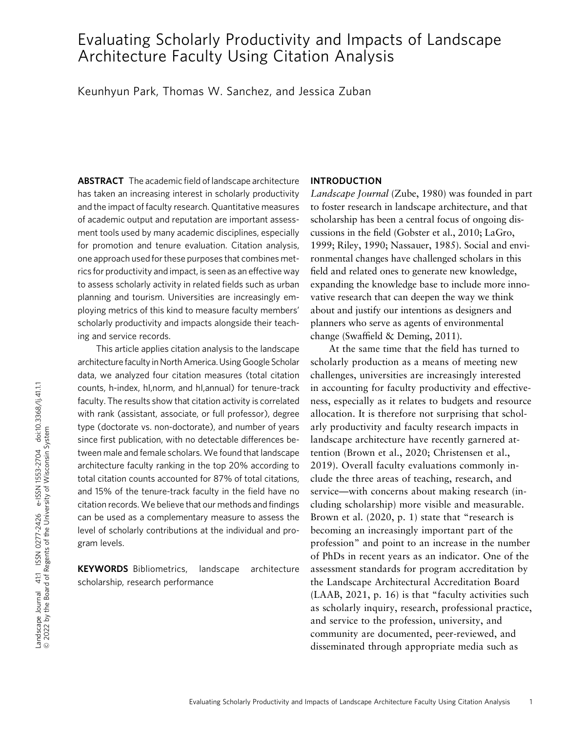# Evaluating Scholarly Productivity and Impacts of Landscape Architecture Faculty Using Citation Analysis

Keunhyun Park, Thomas W. Sanchez, and Jessica Zuban

**ABSTRACT** The academic field of landscape architecture has taken an increasing interest in scholarly productivity and the impact of faculty research. Quantitative measures of academic output and reputation are important assessment tools used by many academic disciplines, especially for promotion and tenure evaluation. Citation analysis, one approach used for these purposes that combines metrics for productivity and impact, is seen as an effective way to assess scholarly activity in related fields such as urban planning and tourism. Universities are increasingly employing metrics of this kind to measure faculty members' scholarly productivity and impacts alongside their teaching and service records.

This article applies citation analysis to the landscape architecture faculty in North America. Using Google Scholar data, we analyzed four citation measures (total citation counts, h-index, hI,norm, and hI,annual) for tenure-track faculty. The results show that citation activity is correlated with rank (assistant, associate, or full professor), degree type (doctorate vs. non-doctorate), and number of years since first publication, with no detectable differences between male and female scholars. We found that landscape architecture faculty ranking in the top 20% according to total citation counts accounted for 87% of total citations, and 15% of the tenure-track faculty in the field have no citation records. We believe that our methods and findings can be used as a complementary measure to assess the level of scholarly contributions at the individual and program levels.

**KEYWORDS** Bibliometrics, landscape architecture scholarship, research performance

## INTRODUCTION

*Landscape Journal* (Zube, 1980) was founded in part to foster research in landscape architecture, and that scholarship has been a central focus of ongoing discussions in the field (Gobster et al., 2010; LaGro, 1999; Riley, 1990; Nassauer, 1985). Social and environmental changes have challenged scholars in this field and related ones to generate new knowledge, expanding the knowledge base to include more innovative research that can deepen the way we think about and justify our intentions as designers and planners who serve as agents of environmental change (Swaffield & Deming, 2011).

At the same time that the field has turned to scholarly production as a means of meeting new challenges, universities are increasingly interested in accounting for faculty productivity and effectiveness, especially as it relates to budgets and resource allocation. It is therefore not surprising that scholarly productivity and faculty research impacts in landscape architecture have recently garnered attention (Brown et al., 2020; Christensen et al., 2019). Overall faculty evaluations commonly include the three areas of teaching, research, and service—with concerns about making research (including scholarship) more visible and measurable. Brown et al. (2020, p. 1) state that "research is becoming an increasingly important part of the profession" and point to an increase in the number of PhDs in recent years as an indicator. One of the assessment standards for program accreditation by the Landscape Architectural Accreditation Board (LAAB, 2021, p. 16) is that "faculty activities such as scholarly inquiry, research, professional practice, and service to the profession, university, and community are documented, peer-reviewed, and disseminated through appropriate media such as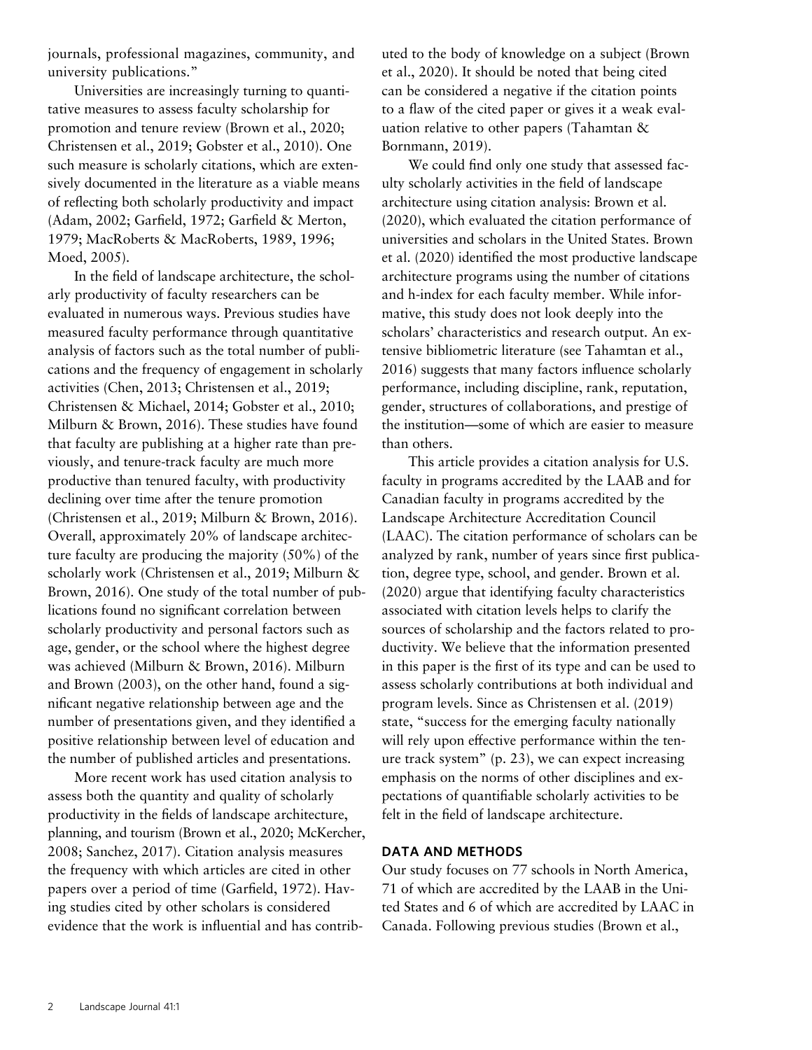journals, professional magazines, community, and university publications."

Universities are increasingly turning to quantitative measures to assess faculty scholarship for promotion and tenure review (Brown et al., 2020; Christensen et al., 2019; Gobster et al., 2010). One such measure is scholarly citations, which are extensively documented in the literature as a viable means of reflecting both scholarly productivity and impact (Adam, 2002; Garfield, 1972; Garfield & Merton, 1979; MacRoberts & MacRoberts, 1989, 1996; Moed, 2005).

In the field of landscape architecture, the scholarly productivity of faculty researchers can be evaluated in numerous ways. Previous studies have measured faculty performance through quantitative analysis of factors such as the total number of publications and the frequency of engagement in scholarly activities (Chen, 2013; Christensen et al., 2019; Christensen & Michael, 2014; Gobster et al., 2010; Milburn & Brown, 2016). These studies have found that faculty are publishing at a higher rate than previously, and tenure-track faculty are much more productive than tenured faculty, with productivity declining over time after the tenure promotion (Christensen et al., 2019; Milburn & Brown, 2016). Overall, approximately 20% of landscape architecture faculty are producing the majority (50%) of the scholarly work (Christensen et al., 2019; Milburn & Brown, 2016). One study of the total number of publications found no significant correlation between scholarly productivity and personal factors such as age, gender, or the school where the highest degree was achieved (Milburn & Brown, 2016). Milburn and Brown (2003), on the other hand, found a significant negative relationship between age and the number of presentations given, and they identified a positive relationship between level of education and the number of published articles and presentations.

More recent work has used citation analysis to assess both the quantity and quality of scholarly productivity in the fields of landscape architecture, planning, and tourism (Brown et al., 2020; McKercher, 2008; Sanchez, 2017). Citation analysis measures the frequency with which articles are cited in other papers over a period of time (Garfield, 1972). Having studies cited by other scholars is considered evidence that the work is influential and has contributed to the body of knowledge on a subject (Brown et al., 2020). It should be noted that being cited can be considered a negative if the citation points to a flaw of the cited paper or gives it a weak evaluation relative to other papers (Tahamtan & Bornmann, 2019).

We could find only one study that assessed faculty scholarly activities in the field of landscape architecture using citation analysis: Brown et al. (2020), which evaluated the citation performance of universities and scholars in the United States. Brown et al. (2020) identified the most productive landscape architecture programs using the number of citations and h-index for each faculty member. While informative, this study does not look deeply into the scholars' characteristics and research output. An extensive bibliometric literature (see Tahamtan et al., 2016) suggests that many factors influence scholarly performance, including discipline, rank, reputation, gender, structures of collaborations, and prestige of the institution—some of which are easier to measure than others.

This article provides a citation analysis for U.S. faculty in programs accredited by the LAAB and for Canadian faculty in programs accredited by the Landscape Architecture Accreditation Council (LAAC). The citation performance of scholars can be analyzed by rank, number of years since first publication, degree type, school, and gender. Brown et al. (2020) argue that identifying faculty characteristics associated with citation levels helps to clarify the sources of scholarship and the factors related to productivity. We believe that the information presented in this paper is the first of its type and can be used to assess scholarly contributions at both individual and program levels. Since as Christensen et al. (2019) state, "success for the emerging faculty nationally will rely upon effective performance within the tenure track system" (p. 23), we can expect increasing emphasis on the norms of other disciplines and expectations of quantifiable scholarly activities to be felt in the field of landscape architecture.

## DATA AND METHODS

Our study focuses on 77 schools in North America, 71 of which are accredited by the LAAB in the United States and 6 of which are accredited by LAAC in Canada. Following previous studies (Brown et al.,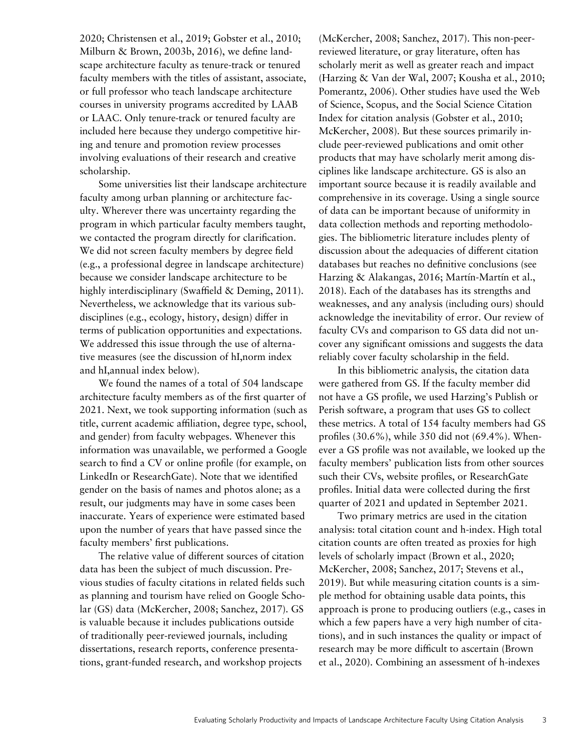2020; Christensen et al., 2019; Gobster et al., 2010; Milburn & Brown, 2003b, 2016), we define landscape architecture faculty as tenure-track or tenured faculty members with the titles of assistant, associate, or full professor who teach landscape architecture courses in university programs accredited by LAAB or LAAC. Only tenure-track or tenured faculty are included here because they undergo competitive hiring and tenure and promotion review processes involving evaluations of their research and creative scholarship.

Some universities list their landscape architecture faculty among urban planning or architecture faculty. Wherever there was uncertainty regarding the program in which particular faculty members taught, we contacted the program directly for clarification. We did not screen faculty members by degree field (e.g., a professional degree in landscape architecture) because we consider landscape architecture to be highly interdisciplinary (Swaffield & Deming, 2011). Nevertheless, we acknowledge that its various subdisciplines (e.g., ecology, history, design) differ in terms of publication opportunities and expectations. We addressed this issue through the use of alternative measures (see the discussion of hI,norm index and hI,annual index below).

We found the names of a total of 504 landscape architecture faculty members as of the first quarter of 2021. Next, we took supporting information (such as title, current academic affiliation, degree type, school, and gender) from faculty webpages. Whenever this information was unavailable, we performed a Google search to find a CV or online profile (for example, on LinkedIn or ResearchGate). Note that we identified gender on the basis of names and photos alone; as a result, our judgments may have in some cases been inaccurate. Years of experience were estimated based upon the number of years that have passed since the faculty members' first publications.

The relative value of different sources of citation data has been the subject of much discussion. Previous studies of faculty citations in related fields such as planning and tourism have relied on Google Scholar (GS) data (McKercher, 2008; Sanchez, 2017). GS is valuable because it includes publications outside of traditionally peer-reviewed journals, including dissertations, research reports, conference presentations, grant-funded research, and workshop projects (McKercher, 2008; Sanchez, 2017). This non-peer-reviewed literature, or gray literature, often has scholarly merit as well as greater reach and impact (Harzing & Van der Wal, 2007; Kousha et al., 2010; Pomerantz, 2006). Other studies have used the Web of Science, Scopus, and the Social Science Citation Index for citation analysis (Gobster et al., 2010; McKercher, 2008). But these sources primarily include peer-reviewed publications and omit other products that may have scholarly merit among disciplines like landscape architecture. GS is also an important source because it is readily available and comprehensive in its coverage. Using a single source of data can be important because of uniformity in data collection methods and reporting methodologies. The bibliometric literature includes plenty of discussion about the adequacies of different citation databases but reaches no definitive conclusions (see Harzing & Alakangas, 2016; Martín-Martín et al., 2018). Each of the databases has its strengths and weaknesses, and any analysis (including ours) should acknowledge the inevitability of error. Our review of faculty CVs and comparison to GS data did not uncover any significant omissions and suggests the data reliably cover faculty scholarship in the field.

In this bibliometric analysis, the citation data were gathered from GS. If the faculty member did not have a GS profile, we used Harzing's Publish or Perish software, a program that uses GS to collect these metrics. A total of 154 faculty members had GS profiles (30.6%), while 350 did not (69.4%). Whenever a GS profile was not available, we looked up the faculty members' publication lists from other sources such their CVs, website profiles, or ResearchGate profiles. Initial data were collected during the first quarter of 2021 and updated in September 2021.

Two primary metrics are used in the citation analysis: total citation count and h-index. High total citation counts are often treated as proxies for high levels of scholarly impact (Brown et al., 2020; McKercher, 2008; Sanchez, 2017; Stevens et al., 2019). But while measuring citation counts is a simple method for obtaining usable data points, this approach is prone to producing outliers (e.g., cases in which a few papers have a very high number of citations), and in such instances the quality or impact of research may be more difficult to ascertain (Brown et al., 2020). Combining an assessment of h-indexes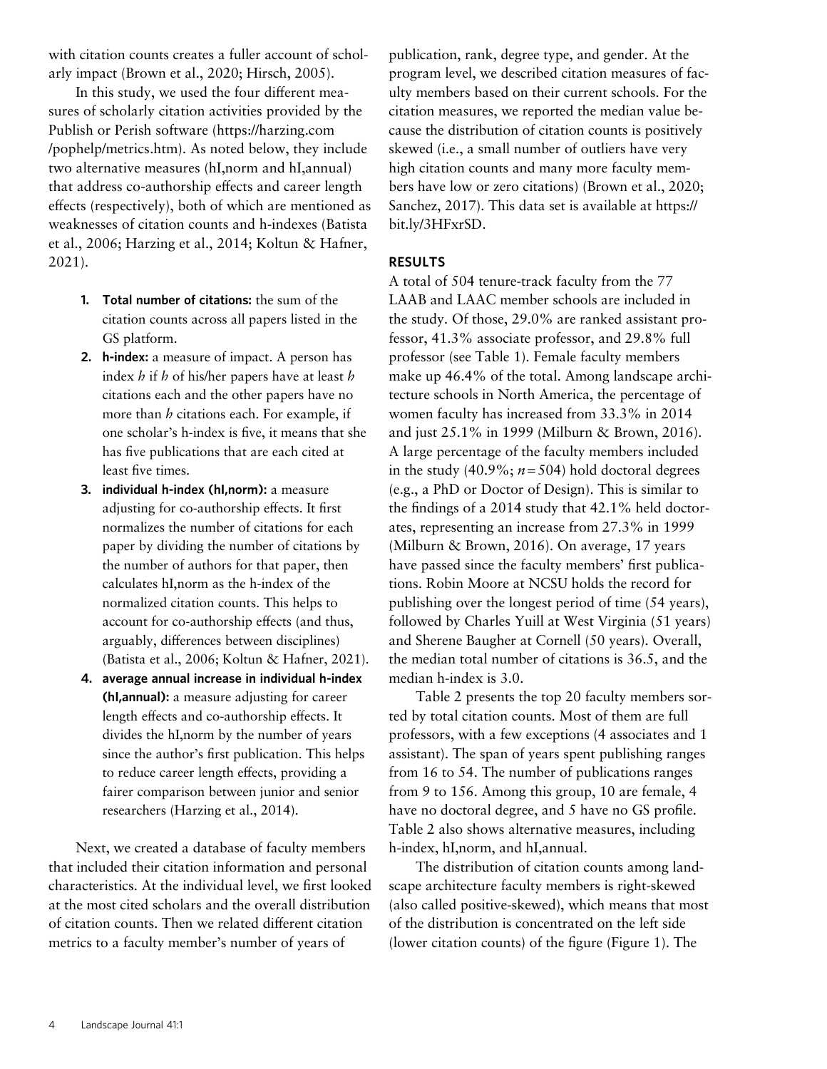with citation counts creates a fuller account of scholarly impact (Brown et al., 2020; Hirsch, 2005).

In this study, we used the four different measures of scholarly citation activities provided by the Publish or Perish software (https://harzing.com/pophelp/metrics.htm). As noted below, they include two alternative measures (hI,norm and hI,annual) that address co-authorship effects and career length effects (respectively), both of which are mentioned as weaknesses of citation counts and h-indexes (Batista et al., 2006; Harzing et al., 2014; Koltun & Hafner, 2021).

1. **Total number of citations:** the sum of the citation counts across all papers listed in the GS platform.
2. **h-index:** a measure of impact. A person has index *h* if *h* of his/her papers have at least *h* citations each and the other papers have no more than *h* citations each. For example, if one scholar's h-index is five, it means that she has five publications that are each cited at least five times.
3. **individual h-index (hI,norm):** a measure adjusting for co-authorship effects. It first normalizes the number of citations for each paper by dividing the number of citations by the number of authors for that paper, then calculates hI,norm as the h-index of the normalized citation counts. This helps to account for co-authorship effects (and thus, arguably, differences between disciplines) (Batista et al., 2006; Koltun & Hafner, 2021).
4. **average annual increase in individual h-index (hI,annual):** a measure adjusting for career length effects and co-authorship effects. It divides the hI,norm by the number of years since the author's first publication. This helps to reduce career length effects, providing a fairer comparison between junior and senior researchers (Harzing et al., 2014).

Next, we created a database of faculty members that included their citation information and personal characteristics. At the individual level, we first looked at the most cited scholars and the overall distribution of citation counts. Then we related different citation metrics to a faculty member's number of years of publication, rank, degree type, and gender. At the program level, we described citation measures of faculty members based on their current schools. For the citation measures, we reported the median value because the distribution of citation counts is positively skewed (i.e., a small number of outliers have very high citation counts and many more faculty members have low or zero citations) (Brown et al., 2020; Sanchez, 2017). This data set is available at https://bit.ly/3HFxrSD.

## RESULTS

A total of 504 tenure-track faculty from the 77 LAAB and LAAC member schools are included in the study. Of those, 29.0% are ranked assistant professor, 41.3% associate professor, and 29.8% full professor (see Table 1). Female faculty members make up 46.4% of the total. Among landscape architecture schools in North America, the percentage of women faculty has increased from 33.3% in 2014 and just 25.1% in 1999 (Milburn & Brown, 2016). A large percentage of the faculty members included in the study (40.9%; $n = 504$) hold doctoral degrees (e.g., a PhD or Doctor of Design). This is similar to the findings of a 2014 study that 42.1% held doctorates, representing an increase from 27.3% in 1999 (Milburn & Brown, 2016). On average, 17 years have passed since the faculty members' first publications. Robin Moore at NCSU holds the record for publishing over the longest period of time (54 years), followed by Charles Yuill at West Virginia (51 years) and Sherene Baugher at Cornell (50 years). Overall, the median total number of citations is 36.5, and the median h-index is 3.0.

Table 2 presents the top 20 faculty members sorted by total citation counts. Most of them are full professors, with a few exceptions (4 associates and 1 assistant). The span of years spent publishing ranges from 16 to 54. The number of publications ranges from 9 to 156. Among this group, 10 are female, 4 have no doctoral degree, and 5 have no GS profile. Table 2 also shows alternative measures, including h-index, hI,norm, and hI,annual.

The distribution of citation counts among landscape architecture faculty members is right-skewed (also called positive-skewed), which means that most of the distribution is concentrated on the left side (lower citation counts) of the figure (Figure 1). The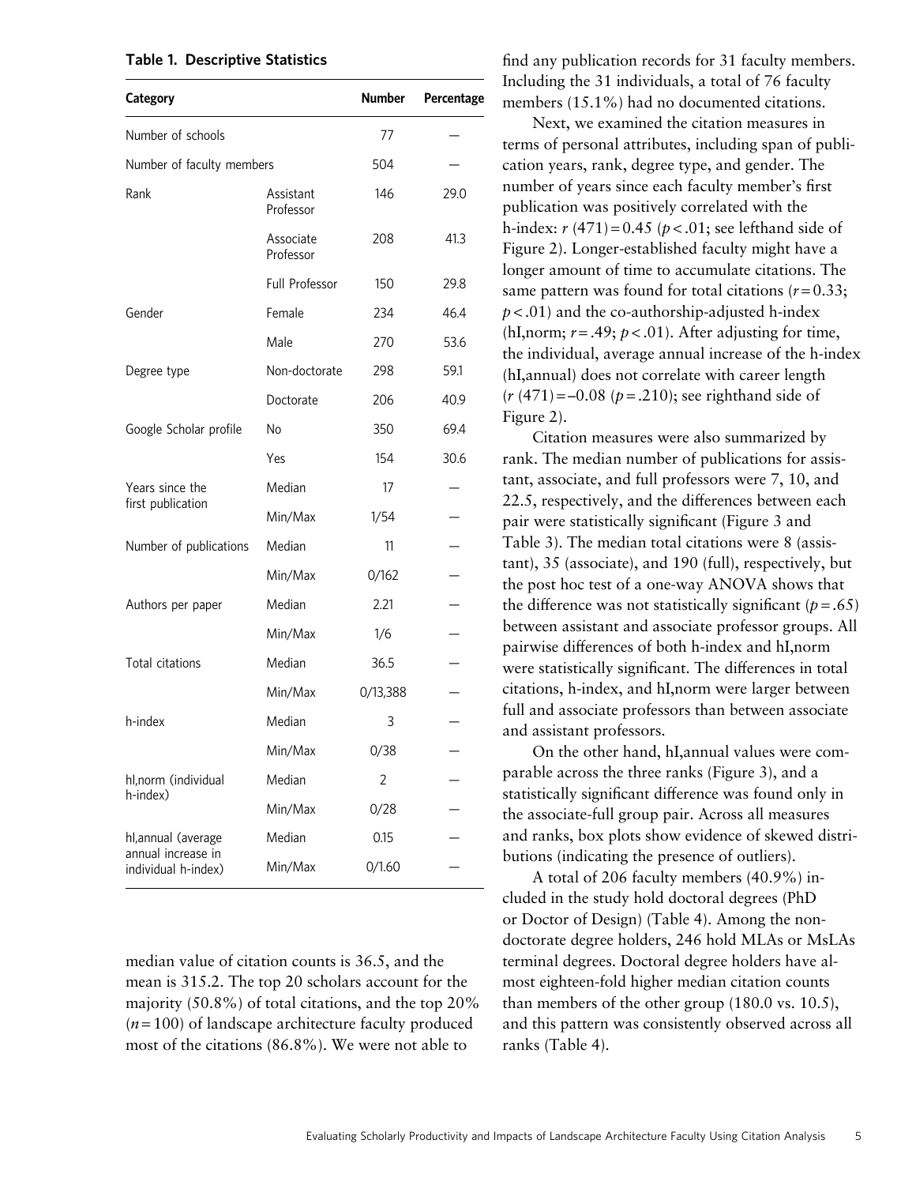**Table 1. Descriptive Statistics**

| Category | | Number | Percentage |
|---|---|---|---|
| Number of schools | | 77 | — |
| Number of faculty members | | 504 | — |
| Rank | Assistant Professor | 146 | 29.0 |
| | Associate Professor | 208 | 41.3 |
| | Full Professor | 150 | 29.8 |
| Gender | Female | 234 | 46.4 |
| | Male | 270 | 53.6 |
| Degree type | Non-doctorate | 298 | 59.1 |
| | Doctorate | 206 | 40.9 |
| Google Scholar profile | No | 350 | 69.4 |
| | Yes | 154 | 30.6 |
| Years since the first publication | Median | 17 | — |
| | Min/Max | 1/54 | — |
| Number of publications | Median | 11 | — |
| | Min/Max | 0/162 | — |
| Authors per paper | Median | 2.21 | — |
| | Min/Max | 1/6 | — |
| Total citations | Median | 36.5 | — |
| | Min/Max | 0/13,388 | — |
| h-index | Median | 3 | — |
| | Min/Max | 0/38 | — |
| hI,norm (individual h-index) | Median | 2 | — |
| | Min/Max | 0/28 | — |
| hI,annual (average annual increase in individual h-index) | Median | 0.15 | — |
| | Min/Max | 0/1.60 | — |

median value of citation counts is 36.5, and the mean is 315.2. The top 20 scholars account for the majority (50.8%) of total citations, and the top 20% ($n = 100$) of landscape architecture faculty produced most of the citations (86.8%). We were not able to find any publication records for 31 faculty members. Including the 31 individuals, a total of 76 faculty members (15.1%) had no documented citations.

Next, we examined the citation measures in terms of personal attributes, including span of publication years, rank, degree type, and gender. The number of years since each faculty member's first publication was positively correlated with the h-index: $r\ (471) = 0.45$ ($p < .01$; see lefthand side of Figure 2). Longer-established faculty might have a longer amount of time to accumulate citations. The same pattern was found for total citations ($r = 0.33$; $p < .01$) and the co-authorship-adjusted h-index (hI,norm; $r = .49$; $p < .01$). After adjusting for time, the individual, average annual increase of the h-index (hI,annual) does not correlate with career length ($r\ (471) = -0.08$ ($p = .210$); see righthand side of Figure 2).

Citation measures were also summarized by rank. The median number of publications for assistant, associate, and full professors were 7, 10, and 22.5, respectively, and the differences between each pair were statistically significant (Figure 3 and Table 3). The median total citations were 8 (assistant), 35 (associate), and 190 (full), respectively, but the post hoc test of a one-way ANOVA shows that the difference was not statistically significant ($p = .65$) between assistant and associate professor groups. All pairwise differences of both h-index and hI,norm were statistically significant. The differences in total citations, h-index, and hI,norm were larger between full and associate professors than between associate and assistant professors.

On the other hand, hI,annual values were comparable across the three ranks (Figure 3), and a statistically significant difference was found only in the associate-full group pair. Across all measures and ranks, box plots show evidence of skewed distributions (indicating the presence of outliers).

A total of 206 faculty members (40.9%) included in the study hold doctoral degrees (PhD or Doctor of Design) (Table 4). Among the non-doctorate degree holders, 246 hold MLAs or MsLAs terminal degrees. Doctoral degree holders have almost eighteen-fold higher median citation counts than members of the other group (180.0 vs. 10.5), and this pattern was consistently observed across all ranks (Table 4).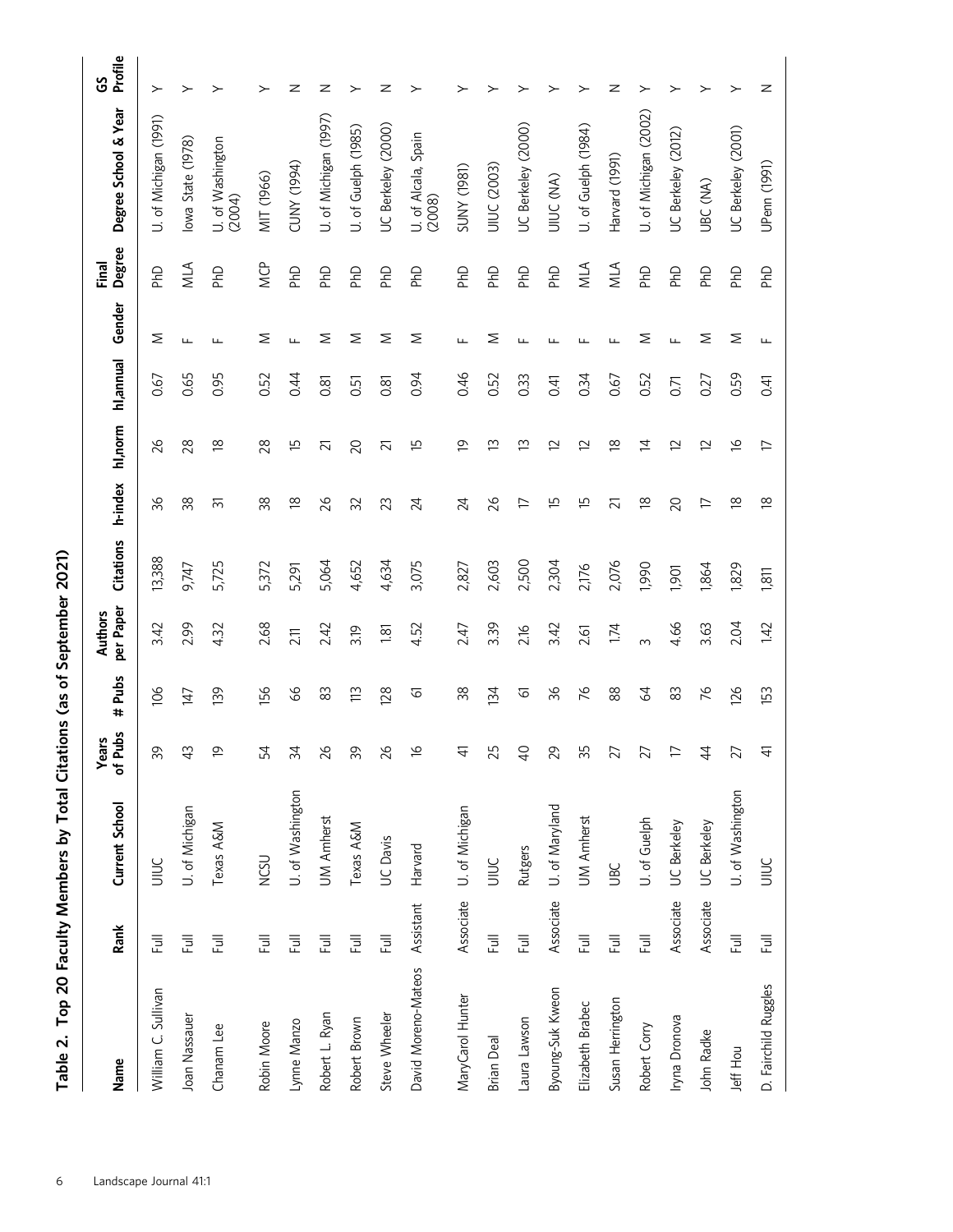**Table 2. Top 20 Faculty Members by Total Citations (as of September 2021)**

| Name | Rank | Current School | Years of Pubs | # Pubs | Authors per Paper | Citations | h-index | hI,norm | hI,annual | Gender | Final Degree | Degree School & Year | GS Profile |
|---|---|---|---|---|---|---|---|---|---|---|---|---|---|
| William C. Sullivan | Full | UIUC | 39 | 106 | 3.42 | 13,388 | 36 | 26 | 0.67 | M | PhD | U. of Michigan (1991) | Y |
| Joan Nassauer | Full | U. of Michigan | 43 | 147 | 2.99 | 9,747 | 38 | 28 | 0.65 | F | MLA | Iowa State (1978) | Y |
| Chanam Lee | Full | Texas A&M | 19 | 139 | 4.32 | 5,725 | 31 | 18 | 0.95 | F | PhD | U. of Washington (2004) | Y |
| Robin Moore | Full | NCSU | 54 | 156 | 2.68 | 5,372 | 38 | 28 | 0.52 | M | MCP | MIT (1966) | Y |
| Lynne Manzo | Full | U. of Washington | 34 | 66 | 2.11 | 5,291 | 18 | 15 | 0.44 | F | PhD | CUNY (1994) | N |
| Robert L. Ryan | Full | UM Amherst | 26 | 83 | 2.42 | 5,064 | 26 | 21 | 0.81 | M | PhD | U. of Michigan (1997) | N |
| Robert Brown | Full | Texas A&M | 39 | 113 | 3.19 | 4,652 | 32 | 20 | 0.51 | M | PhD | U. of Guelph (1985) | Y |
| Steve Wheeler | Full | UC Davis | 26 | 128 | 1.81 | 4,634 | 23 | 21 | 0.81 | M | PhD | UC Berkeley (2000) | N |
| David Moreno-Mateos | Assistant | Harvard | 16 | 61 | 4.52 | 3,075 | 24 | 15 | 0.94 | M | PhD | U. of Alcala, Spain (2008) | Y |
| MaryCarol Hunter | Associate | U. of Michigan | 41 | 38 | 2.47 | 2,827 | 24 | 19 | 0.46 | F | PhD | SUNY (1981) | Y |
| Brian Deal | Full | UIUC | 25 | 134 | 3.39 | 2,603 | 26 | 13 | 0.52 | M | PhD | UIUC (2003) | Y |
| Laura Lawson | Full | Rutgers | 40 | 61 | 2.16 | 2,500 | 17 | 13 | 0.33 | F | PhD | UC Berkeley (2000) | Y |
| Byoung-Suk Kweon | Associate | U. of Maryland | 29 | 36 | 3.42 | 2,304 | 15 | 12 | 0.41 | F | PhD | UIUC (NA) | Y |
| Elizabeth Brabec | Full | UM Amherst | 35 | 76 | 2.61 | 2,176 | 15 | 12 | 0.34 | F | MLA | U. of Guelph (1984) | Y |
| Susan Herrington | Full | UBC | 27 | 88 | 1.74 | 2,076 | 21 | 18 | 0.67 | F | MLA | Harvard (1991) | N |
| Robert Corry | Full | U. of Guelph | 27 | 64 | 3 | 1,990 | 18 | 14 | 0.52 | M | PhD | U. of Michigan (2002) | Y |
| Iryna Dronova | Associate | UC Berkeley | 17 | 83 | 4.66 | 1,901 | 20 | 12 | 0.71 | F | PhD | UC Berkeley (2012) | Y |
| John Radke | Associate | UC Berkeley | 44 | 76 | 3.63 | 1,864 | 17 | 12 | 0.27 | M | PhD | UBC (NA) | Y |
| Jeff Hou | Full | U. of Washington | 27 | 126 | 2.04 | 1,829 | 18 | 16 | 0.59 | M | PhD | UC Berkeley (2001) | Y |
| D. Fairchild Ruggles | Full | UIUC | 41 | 153 | 1.42 | 1,811 | 18 | 17 | 0.41 | F | PhD | UPenn (1991) | N |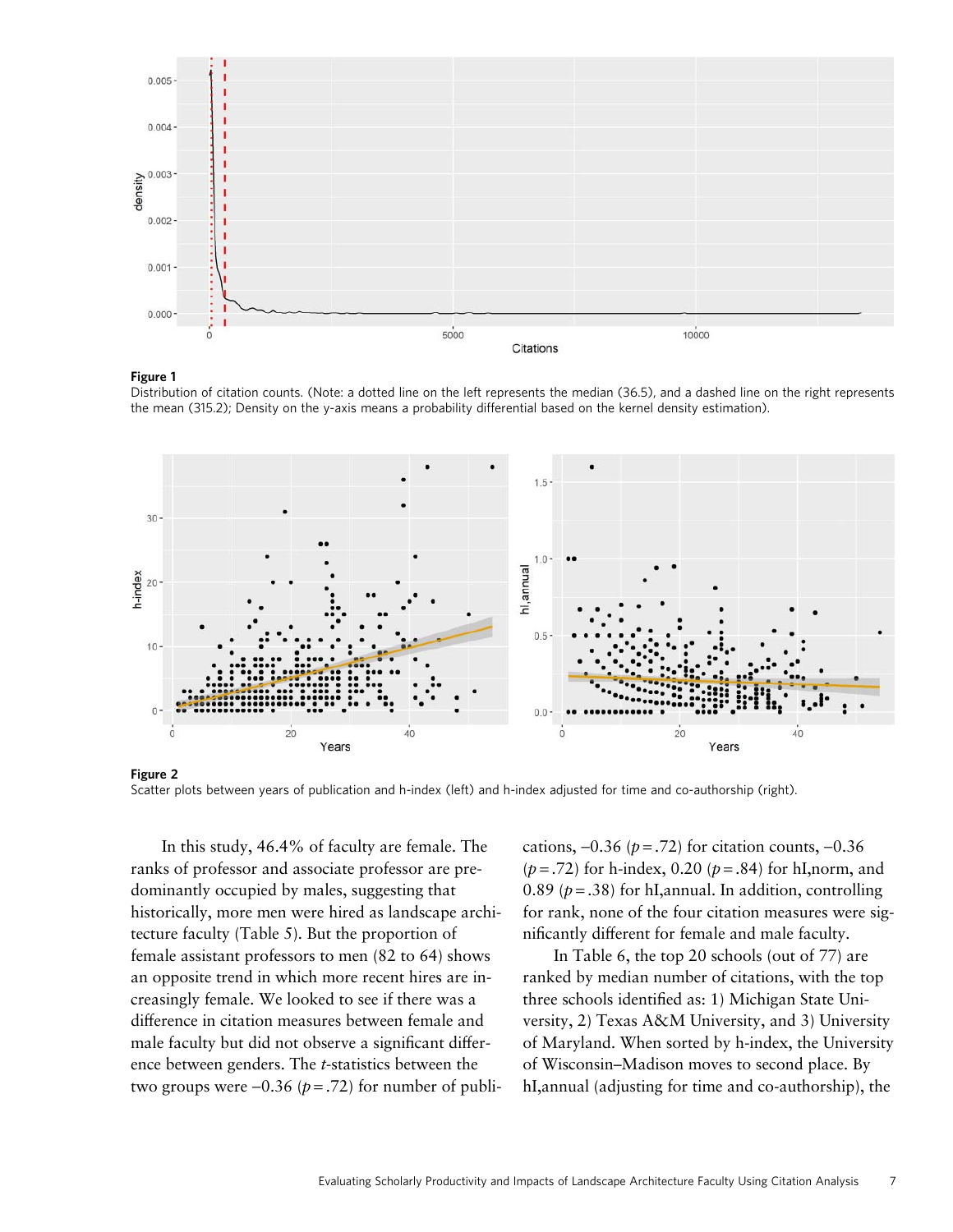**Figure 1**
Distribution of citation counts. (Note: a dotted line on the left represents the median (36.5), and a dashed line on the right represents the mean (315.2); Density on the y-axis means a probability differential based on the kernel density estimation).

**Figure 2**
Scatter plots between years of publication and h-index (left) and h-index adjusted for time and co-authorship (right).

In this study, 46.4% of faculty are female. The ranks of professor and associate professor are predominantly occupied by males, suggesting that historically, more men were hired as landscape architecture faculty (Table 5). But the proportion of female assistant professors to men (82 to 64) shows an opposite trend in which more recent hires are increasingly female. We looked to see if there was a difference in citation measures between female and male faculty but did not observe a significant difference between genders. The *t*-statistics between the two groups were –0.36 ($p = .72$) for number of publications, –0.36 ($p = .72$) for citation counts, –0.36 ($p = .72$) for h-index, 0.20 ($p = .84$) for hI,norm, and 0.89 ($p = .38$) for hI,annual. In addition, controlling for rank, none of the four citation measures were significantly different for female and male faculty.

In Table 6, the top 20 schools (out of 77) are ranked by median number of citations, with the top three schools identified as: 1) Michigan State University, 2) Texas A&M University, and 3) University of Maryland. When sorted by h-index, the University of Wisconsin–Madison moves to second place. By hI,annual (adjusting for time and co-authorship), the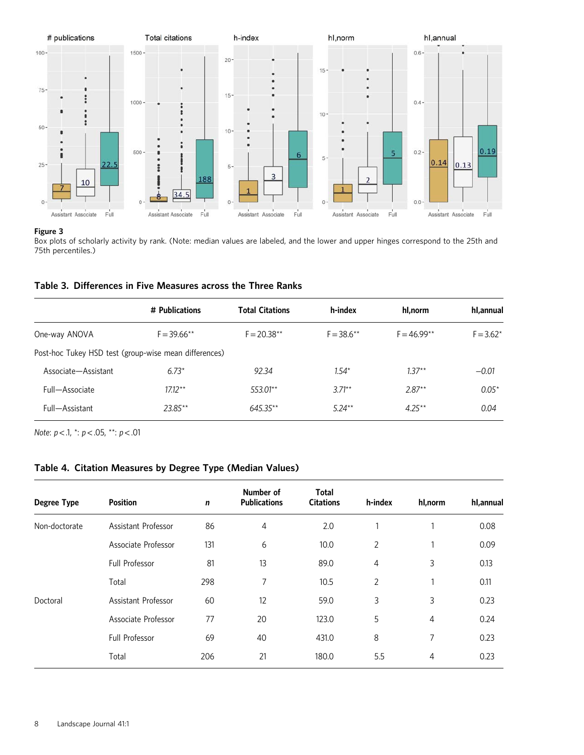**Figure 3**
Box plots of scholarly activity by rank. (Note: median values are labeled, and the lower and upper hinges correspond to the 25th and 75th percentiles.)

### Table 3. Differences in Five Measures across the Three Ranks

| | # Publications | Total Citations | h-index | hI,norm | hI,annual |
|---|---|---|---|---|---|
| One-way ANOVA | F = 39.66** | F = 20.38** | F = 38.6** | F = 46.99** | F = 3.62* |
| Post-hoc Tukey HSD test (group-wise mean differences) | | | | | |
| Associate—Assistant | *6.73** | *92.34* | *1.54** | *1.37*** | *−0.01* |
| Full—Associate | *17.12*** | *553.01*** | *3.71*** | *2.87*** | *0.05** |
| Full—Assistant | *23.85*** | *645.35*** | *5.24*** | *4.25*** | *0.04* |

*Note*: $p < .1$, *: $p < .05$, **: $p < .01$

### Table 4. Citation Measures by Degree Type (Median Values)

| Degree Type | Position | *n* | Number of Publications | Total Citations | h-index | hI,norm | hI,annual |
|---|---|---|---|---|---|---|---|
| Non-doctorate | Assistant Professor | 86 | 4 | 2.0 | 1 | 1 | 0.08 |
| | Associate Professor | 131 | 6 | 10.0 | 2 | 1 | 0.09 |
| | Full Professor | 81 | 13 | 89.0 | 4 | 3 | 0.13 |
| | Total | 298 | 7 | 10.5 | 2 | 1 | 0.11 |
| Doctoral | Assistant Professor | 60 | 12 | 59.0 | 3 | 3 | 0.23 |
| | Associate Professor | 77 | 20 | 123.0 | 5 | 4 | 0.24 |
| | Full Professor | 69 | 40 | 431.0 | 8 | 7 | 0.23 |
| | Total | 206 | 21 | 180.0 | 5.5 | 4 | 0.23 |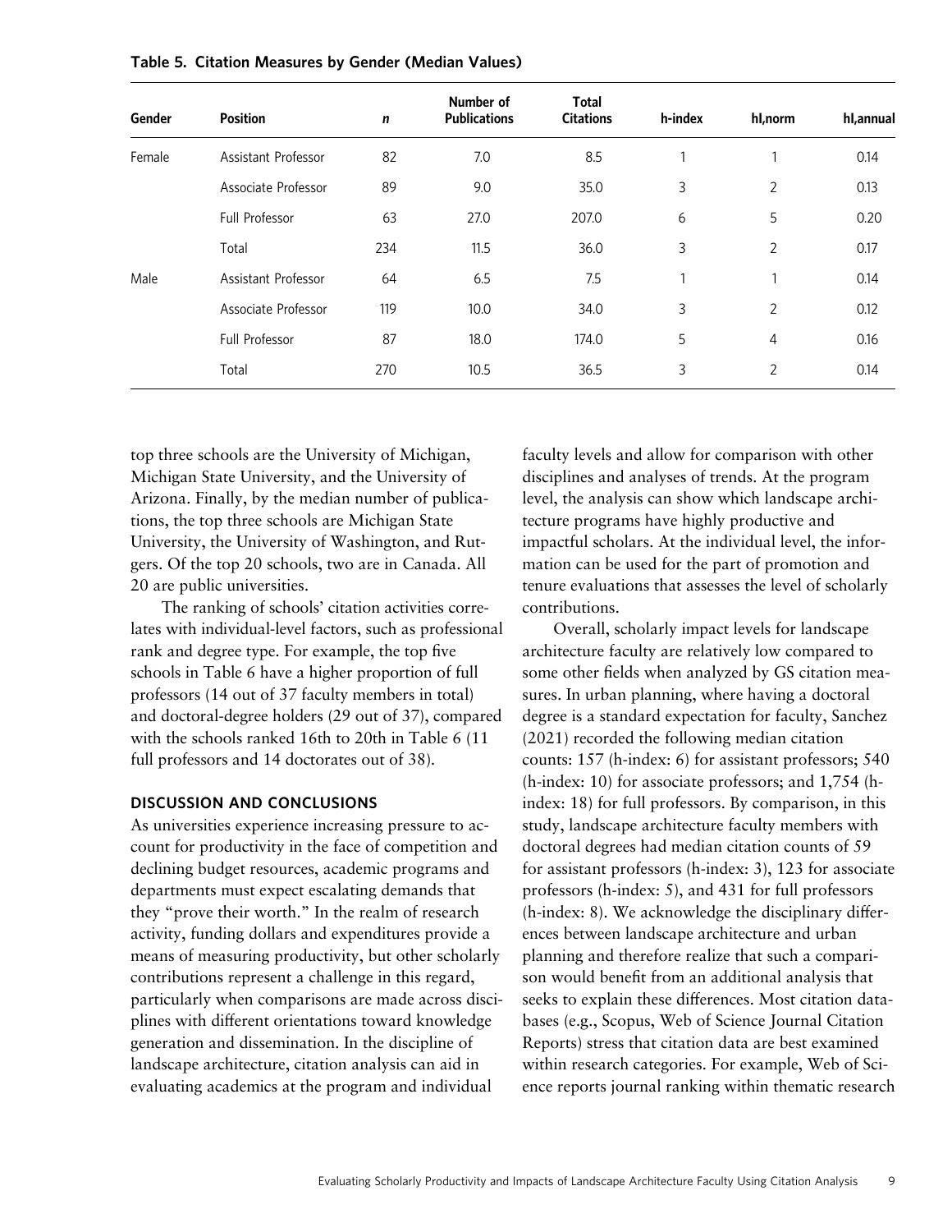Table 5. Citation Measures by Gender (Median Values)

| Gender | Position | *n* | Number of Publications | Total Citations | h-index | hI,norm | hI,annual |
|---|---|---|---|---|---|---|---|
| Female | Assistant Professor | 82 | 7.0 | 8.5 | 1 | 1 | 0.14 |
| | Associate Professor | 89 | 9.0 | 35.0 | 3 | 2 | 0.13 |
| | Full Professor | 63 | 27.0 | 207.0 | 6 | 5 | 0.20 |
| | Total | 234 | 11.5 | 36.0 | 3 | 2 | 0.17 |
| Male | Assistant Professor | 64 | 6.5 | 7.5 | 1 | 1 | 0.14 |
| | Associate Professor | 119 | 10.0 | 34.0 | 3 | 2 | 0.12 |
| | Full Professor | 87 | 18.0 | 174.0 | 5 | 4 | 0.16 |
| | Total | 270 | 10.5 | 36.5 | 3 | 2 | 0.14 |

top three schools are the University of Michigan, Michigan State University, and the University of Arizona. Finally, by the median number of publications, the top three schools are Michigan State University, the University of Washington, and Rutgers. Of the top 20 schools, two are in Canada. All 20 are public universities.

The ranking of schools' citation activities correlates with individual-level factors, such as professional rank and degree type. For example, the top five schools in Table 6 have a higher proportion of full professors (14 out of 37 faculty members in total) and doctoral-degree holders (29 out of 37), compared with the schools ranked 16th to 20th in Table 6 (11 full professors and 14 doctorates out of 38).

## DISCUSSION AND CONCLUSIONS

As universities experience increasing pressure to account for productivity in the face of competition and declining budget resources, academic programs and departments must expect escalating demands that they "prove their worth." In the realm of research activity, funding dollars and expenditures provide a means of measuring productivity, but other scholarly contributions represent a challenge in this regard, particularly when comparisons are made across disciplines with different orientations toward knowledge generation and dissemination. In the discipline of landscape architecture, citation analysis can aid in evaluating academics at the program and individual faculty levels and allow for comparison with other disciplines and analyses of trends. At the program level, the analysis can show which landscape architecture programs have highly productive and impactful scholars. At the individual level, the information can be used for the part of promotion and tenure evaluations that assesses the level of scholarly contributions.

Overall, scholarly impact levels for landscape architecture faculty are relatively low compared to some other fields when analyzed by GS citation measures. In urban planning, where having a doctoral degree is a standard expectation for faculty, Sanchez (2021) recorded the following median citation counts: 157 (h-index: 6) for assistant professors; 540 (h-index: 10) for associate professors; and 1,754 (h-index: 18) for full professors. By comparison, in this study, landscape architecture faculty members with doctoral degrees had median citation counts of 59 for assistant professors (h-index: 3), 123 for associate professors (h-index: 5), and 431 for full professors (h-index: 8). We acknowledge the disciplinary differences between landscape architecture and urban planning and therefore realize that such a comparison would benefit from an additional analysis that seeks to explain these differences. Most citation databases (e.g., Scopus, Web of Science Journal Citation Reports) stress that citation data are best examined within research categories. For example, Web of Science reports journal ranking within thematic research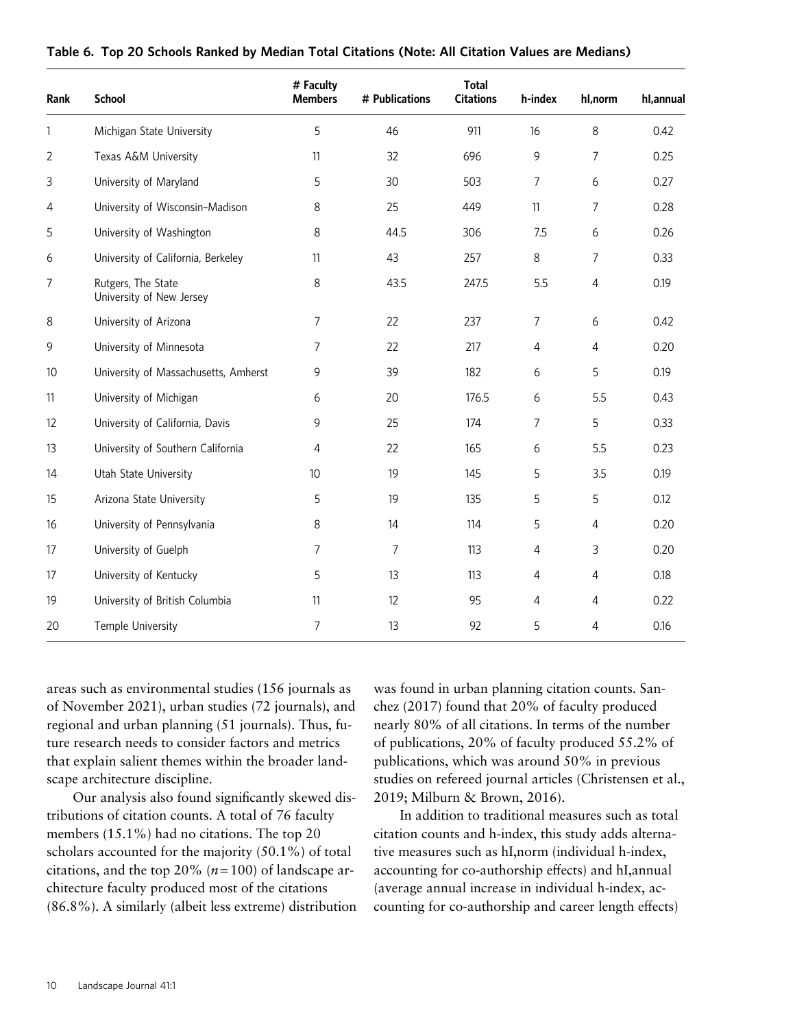**Table 6. Top 20 Schools Ranked by Median Total Citations (Note: All Citation Values are Medians)**

| Rank | School | # Faculty Members | # Publications | Total Citations | h-index | hI,norm | hI,annual |
|---|---|---|---|---|---|---|---|
| 1 | Michigan State University | 5 | 46 | 911 | 16 | 8 | 0.42 |
| 2 | Texas A&M University | 11 | 32 | 696 | 9 | 7 | 0.25 |
| 3 | University of Maryland | 5 | 30 | 503 | 7 | 6 | 0.27 |
| 4 | University of Wisconsin–Madison | 8 | 25 | 449 | 11 | 7 | 0.28 |
| 5 | University of Washington | 8 | 44.5 | 306 | 7.5 | 6 | 0.26 |
| 6 | University of California, Berkeley | 11 | 43 | 257 | 8 | 7 | 0.33 |
| 7 | Rutgers, The State University of New Jersey | 8 | 43.5 | 247.5 | 5.5 | 4 | 0.19 |
| 8 | University of Arizona | 7 | 22 | 237 | 7 | 6 | 0.42 |
| 9 | University of Minnesota | 7 | 22 | 217 | 4 | 4 | 0.20 |
| 10 | University of Massachusetts, Amherst | 9 | 39 | 182 | 6 | 5 | 0.19 |
| 11 | University of Michigan | 6 | 20 | 176.5 | 6 | 5.5 | 0.43 |
| 12 | University of California, Davis | 9 | 25 | 174 | 7 | 5 | 0.33 |
| 13 | University of Southern California | 4 | 22 | 165 | 6 | 5.5 | 0.23 |
| 14 | Utah State University | 10 | 19 | 145 | 5 | 3.5 | 0.19 |
| 15 | Arizona State University | 5 | 19 | 135 | 5 | 5 | 0.12 |
| 16 | University of Pennsylvania | 8 | 14 | 114 | 5 | 4 | 0.20 |
| 17 | University of Guelph | 7 | 7 | 113 | 4 | 3 | 0.20 |
| 17 | University of Kentucky | 5 | 13 | 113 | 4 | 4 | 0.18 |
| 19 | University of British Columbia | 11 | 12 | 95 | 4 | 4 | 0.22 |
| 20 | Temple University | 7 | 13 | 92 | 5 | 4 | 0.16 |

areas such as environmental studies (156 journals as of November 2021), urban studies (72 journals), and regional and urban planning (51 journals). Thus, future research needs to consider factors and metrics that explain salient themes within the broader landscape architecture discipline.

Our analysis also found significantly skewed distributions of citation counts. A total of 76 faculty members (15.1%) had no citations. The top 20 scholars accounted for the majority (50.1%) of total citations, and the top 20% ($n = 100$) of landscape architecture faculty produced most of the citations (86.8%). A similarly (albeit less extreme) distribution was found in urban planning citation counts. Sanchez (2017) found that 20% of faculty produced nearly 80% of all citations. In terms of the number of publications, 20% of faculty produced 55.2% of publications, which was around 50% in previous studies on refereed journal articles (Christensen et al., 2019; Milburn & Brown, 2016).

In addition to traditional measures such as total citation counts and h-index, this study adds alternative measures such as hI,norm (individual h-index, accounting for co-authorship effects) and hI,annual (average annual increase in individual h-index, accounting for co-authorship and career length effects)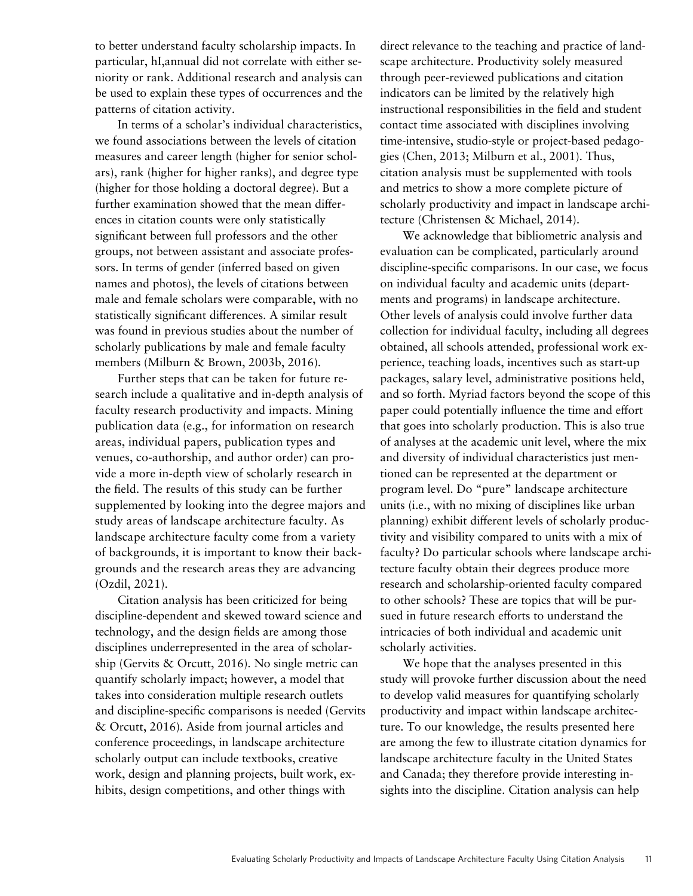to better understand faculty scholarship impacts. In particular, $h_{I,annual}$ did not correlate with either seniority or rank. Additional research and analysis can be used to explain these types of occurrences and the patterns of citation activity.

In terms of a scholar's individual characteristics, we found associations between the levels of citation measures and career length (higher for senior scholars), rank (higher for higher ranks), and degree type (higher for those holding a doctoral degree). But a further examination showed that the mean differences in citation counts were only statistically significant between full professors and the other groups, not between assistant and associate professors. In terms of gender (inferred based on given names and photos), the levels of citations between male and female scholars were comparable, with no statistically significant differences. A similar result was found in previous studies about the number of scholarly publications by male and female faculty members (Milburn & Brown, 2003b, 2016).

Further steps that can be taken for future research include a qualitative and in-depth analysis of faculty research productivity and impacts. Mining publication data (e.g., for information on research areas, individual papers, publication types and venues, co-authorship, and author order) can provide a more in-depth view of scholarly research in the field. The results of this study can be further supplemented by looking into the degree majors and study areas of landscape architecture faculty. As landscape architecture faculty come from a variety of backgrounds, it is important to know their backgrounds and the research areas they are advancing (Ozdil, 2021).

Citation analysis has been criticized for being discipline-dependent and skewed toward science and technology, and the design fields are among those disciplines underrepresented in the area of scholarship (Gervits & Orcutt, 2016). No single metric can quantify scholarly impact; however, a model that takes into consideration multiple research outlets and discipline-specific comparisons is needed (Gervits & Orcutt, 2016). Aside from journal articles and conference proceedings, in landscape architecture scholarly output can include textbooks, creative work, design and planning projects, built work, exhibits, design competitions, and other things with direct relevance to the teaching and practice of landscape architecture. Productivity solely measured through peer-reviewed publications and citation indicators can be limited by the relatively high instructional responsibilities in the field and student contact time associated with disciplines involving time-intensive, studio-style or project-based pedagogies (Chen, 2013; Milburn et al., 2001). Thus, citation analysis must be supplemented with tools and metrics to show a more complete picture of scholarly productivity and impact in landscape architecture (Christensen & Michael, 2014).

We acknowledge that bibliometric analysis and evaluation can be complicated, particularly around discipline-specific comparisons. In our case, we focus on individual faculty and academic units (departments and programs) in landscape architecture. Other levels of analysis could involve further data collection for individual faculty, including all degrees obtained, all schools attended, professional work experience, teaching loads, incentives such as start-up packages, salary level, administrative positions held, and so forth. Myriad factors beyond the scope of this paper could potentially influence the time and effort that goes into scholarly production. This is also true of analyses at the academic unit level, where the mix and diversity of individual characteristics just mentioned can be represented at the department or program level. Do "pure" landscape architecture units (i.e., with no mixing of disciplines like urban planning) exhibit different levels of scholarly productivity and visibility compared to units with a mix of faculty? Do particular schools where landscape architecture faculty obtain their degrees produce more research and scholarship-oriented faculty compared to other schools? These are topics that will be pursued in future research efforts to understand the intricacies of both individual and academic unit scholarly activities.

We hope that the analyses presented in this study will provoke further discussion about the need to develop valid measures for quantifying scholarly productivity and impact within landscape architecture. To our knowledge, the results presented here are among the few to illustrate citation dynamics for landscape architecture faculty in the United States and Canada; they therefore provide interesting insights into the discipline. Citation analysis can help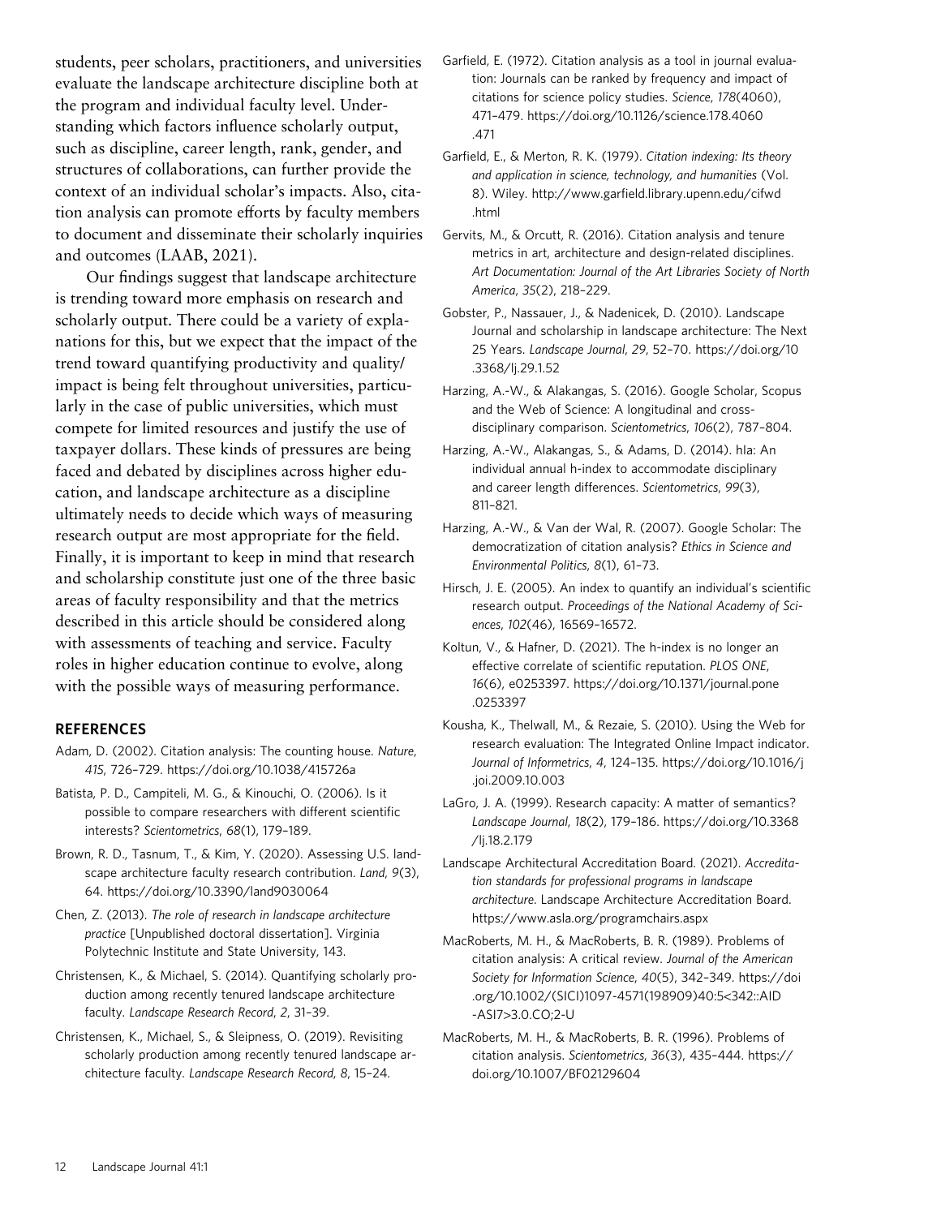students, peer scholars, practitioners, and universities evaluate the landscape architecture discipline both at the program and individual faculty level. Understanding which factors influence scholarly output, such as discipline, career length, rank, gender, and structures of collaborations, can further provide the context of an individual scholar's impacts. Also, citation analysis can promote efforts by faculty members to document and disseminate their scholarly inquiries and outcomes (LAAB, 2021).

Our findings suggest that landscape architecture is trending toward more emphasis on research and scholarly output. There could be a variety of explanations for this, but we expect that the impact of the trend toward quantifying productivity and quality/impact is being felt throughout universities, particularly in the case of public universities, which must compete for limited resources and justify the use of taxpayer dollars. These kinds of pressures are being faced and debated by disciplines across higher education, and landscape architecture as a discipline ultimately needs to decide which ways of measuring research output are most appropriate for the field. Finally, it is important to keep in mind that research and scholarship constitute just one of the three basic areas of faculty responsibility and that the metrics described in this article should be considered along with assessments of teaching and service. Faculty roles in higher education continue to evolve, along with the possible ways of measuring performance.

## REFERENCES

Adam, D. (2002). Citation analysis: The counting house. *Nature*, *415*, 726–729. https://doi.org/10.1038/415726a

Batista, P. D., Campiteli, M. G., & Kinouchi, O. (2006). Is it possible to compare researchers with different scientific interests? *Scientometrics*, *68*(1), 179–189.

Brown, R. D., Tasnum, T., & Kim, Y. (2020). Assessing U.S. landscape architecture faculty research contribution. *Land*, *9*(3), 64. https://doi.org/10.3390/land9030064

Chen, Z. (2013). *The role of research in landscape architecture practice* [Unpublished doctoral dissertation]. Virginia Polytechnic Institute and State University, 143.

Christensen, K., & Michael, S. (2014). Quantifying scholarly production among recently tenured landscape architecture faculty. *Landscape Research Record*, *2*, 31–39.

Christensen, K., Michael, S., & Sleipness, O. (2019). Revisiting scholarly production among recently tenured landscape architecture faculty. *Landscape Research Record*, *8*, 15–24.

Garfield, E. (1972). Citation analysis as a tool in journal evaluation: Journals can be ranked by frequency and impact of citations for science policy studies. *Science*, *178*(4060), 471–479. https://doi.org/10.1126/science.178.4060.471

Garfield, E., & Merton, R. K. (1979). *Citation indexing: Its theory and application in science, technology, and humanities* (Vol. 8). Wiley. http://www.garfield.library.upenn.edu/cifwd.html

Gervits, M., & Orcutt, R. (2016). Citation analysis and tenure metrics in art, architecture and design-related disciplines. *Art Documentation: Journal of the Art Libraries Society of North America*, *35*(2), 218–229.

Gobster, P., Nassauer, J., & Nadenicek, D. (2010). Landscape Journal and scholarship in landscape architecture: The Next 25 Years. *Landscape Journal*, *29*, 52–70. https://doi.org/10.3368/lj.29.1.52

Harzing, A.-W., & Alakangas, S. (2016). Google Scholar, Scopus and the Web of Science: A longitudinal and cross-disciplinary comparison. *Scientometrics*, *106*(2), 787–804.

Harzing, A.-W., Alakangas, S., & Adams, D. (2014). hIa: An individual annual h-index to accommodate disciplinary and career length differences. *Scientometrics*, *99*(3), 811–821.

Harzing, A.-W., & Van der Wal, R. (2007). Google Scholar: The democratization of citation analysis? *Ethics in Science and Environmental Politics*, *8*(1), 61–73.

Hirsch, J. E. (2005). An index to quantify an individual's scientific research output. *Proceedings of the National Academy of Sciences*, *102*(46), 16569–16572.

Koltun, V., & Hafner, D. (2021). The h-index is no longer an effective correlate of scientific reputation. *PLOS ONE*, *16*(6), e0253397. https://doi.org/10.1371/journal.pone.0253397

Kousha, K., Thelwall, M., & Rezaie, S. (2010). Using the Web for research evaluation: The Integrated Online Impact indicator. *Journal of Informetrics*, *4*, 124–135. https://doi.org/10.1016/j.joi.2009.10.003

LaGro, J. A. (1999). Research capacity: A matter of semantics? *Landscape Journal*, *18*(2), 179–186. https://doi.org/10.3368/lj.18.2.179

Landscape Architectural Accreditation Board. (2021). *Accreditation standards for professional programs in landscape architecture*. Landscape Architecture Accreditation Board. https://www.asla.org/programchairs.aspx

MacRoberts, M. H., & MacRoberts, B. R. (1989). Problems of citation analysis: A critical review. *Journal of the American Society for Information Science*, *40*(5), 342–349. https://doi.org/10.1002/(SICI)1097-4571(198909)40:5<342::AID-ASI7>3.0.CO;2-U

MacRoberts, M. H., & MacRoberts, B. R. (1996). Problems of citation analysis. *Scientometrics*, *36*(3), 435–444. https://doi.org/10.1007/BF02129604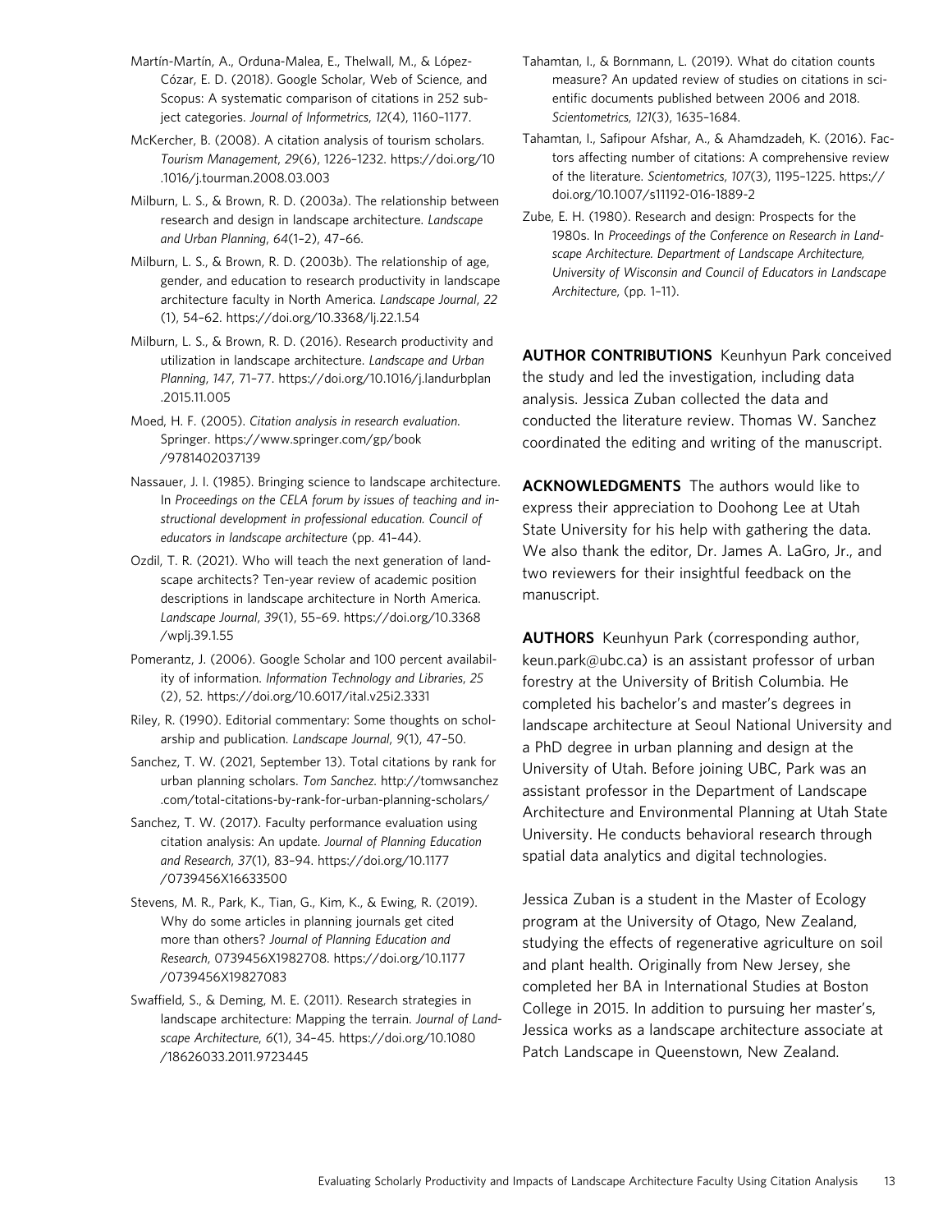Martín-Martín, A., Orduna-Malea, E., Thelwall, M., & López-Cózar, E. D. (2018). Google Scholar, Web of Science, and Scopus: A systematic comparison of citations in 252 subject categories. *Journal of Informetrics*, *12*(4), 1160–1177.

McKercher, B. (2008). A citation analysis of tourism scholars. *Tourism Management*, *29*(6), 1226–1232. https://doi.org/10.1016/j.tourman.2008.03.003

Milburn, L. S., & Brown, R. D. (2003a). The relationship between research and design in landscape architecture. *Landscape and Urban Planning*, *64*(1–2), 47–66.

Milburn, L. S., & Brown, R. D. (2003b). The relationship of age, gender, and education to research productivity in landscape architecture faculty in North America. *Landscape Journal*, *22* (1), 54–62. https://doi.org/10.3368/lj.22.1.54

Milburn, L. S., & Brown, R. D. (2016). Research productivity and utilization in landscape architecture. *Landscape and Urban Planning*, *147*, 71–77. https://doi.org/10.1016/j.landurbplan.2015.11.005

Moed, H. F. (2005). *Citation analysis in research evaluation*. Springer. https://www.springer.com/gp/book/9781402037139

Nassauer, J. I. (1985). Bringing science to landscape architecture. In *Proceedings on the CELA forum by issues of teaching and instructional development in professional education. Council of educators in landscape architecture* (pp. 41–44).

Ozdil, T. R. (2021). Who will teach the next generation of landscape architects? Ten-year review of academic position descriptions in landscape architecture in North America. *Landscape Journal*, *39*(1), 55–69. https://doi.org/10.3368/wplj.39.1.55

Pomerantz, J. (2006). Google Scholar and 100 percent availability of information. *Information Technology and Libraries*, *25* (2), 52. https://doi.org/10.6017/ital.v25i2.3331

Riley, R. (1990). Editorial commentary: Some thoughts on scholarship and publication. *Landscape Journal*, *9*(1), 47–50.

Sanchez, T. W. (2021, September 13). Total citations by rank for urban planning scholars. *Tom Sanchez*. http://tomwsanchez.com/total-citations-by-rank-for-urban-planning-scholars/

Sanchez, T. W. (2017). Faculty performance evaluation using citation analysis: An update. *Journal of Planning Education and Research*, *37*(1), 83–94. https://doi.org/10.1177/0739456X16633500

Stevens, M. R., Park, K., Tian, G., Kim, K., & Ewing, R. (2019). Why do some articles in planning journals get cited more than others? *Journal of Planning Education and Research*, 0739456X1982708. https://doi.org/10.1177/0739456X19827083

Swaffield, S., & Deming, M. E. (2011). Research strategies in landscape architecture: Mapping the terrain. *Journal of Landscape Architecture*, *6*(1), 34–45. https://doi.org/10.1080/18626033.2011.9723445

Tahamtan, I., & Bornmann, L. (2019). What do citation counts measure? An updated review of studies on citations in scientific documents published between 2006 and 2018. *Scientometrics*, *121*(3), 1635–1684.

Tahamtan, I., Safipour Afshar, A., & Ahamdzadeh, K. (2016). Factors affecting number of citations: A comprehensive review of the literature. *Scientometrics*, *107*(3), 1195–1225. https://doi.org/10.1007/s11192-016-1889-2

Zube, E. H. (1980). Research and design: Prospects for the 1980s. In *Proceedings of the Conference on Research in Landscape Architecture. Department of Landscape Architecture, University of Wisconsin and Council of Educators in Landscape Architecture*, (pp. 1–11).

**AUTHOR CONTRIBUTIONS** Keunhyun Park conceived the study and led the investigation, including data analysis. Jessica Zuban collected the data and conducted the literature review. Thomas W. Sanchez coordinated the editing and writing of the manuscript.

**ACKNOWLEDGMENTS** The authors would like to express their appreciation to Doohong Lee at Utah State University for his help with gathering the data. We also thank the editor, Dr. James A. LaGro, Jr., and two reviewers for their insightful feedback on the manuscript.

**AUTHORS** Keunhyun Park (corresponding author, keun.park@ubc.ca) is an assistant professor of urban forestry at the University of British Columbia. He completed his bachelor's and master's degrees in landscape architecture at Seoul National University and a PhD degree in urban planning and design at the University of Utah. Before joining UBC, Park was an assistant professor in the Department of Landscape Architecture and Environmental Planning at Utah State University. He conducts behavioral research through spatial data analytics and digital technologies.

Jessica Zuban is a student in the Master of Ecology program at the University of Otago, New Zealand, studying the effects of regenerative agriculture on soil and plant health. Originally from New Jersey, she completed her BA in International Studies at Boston College in 2015. In addition to pursuing her master's, Jessica works as a landscape architecture associate at Patch Landscape in Queenstown, New Zealand.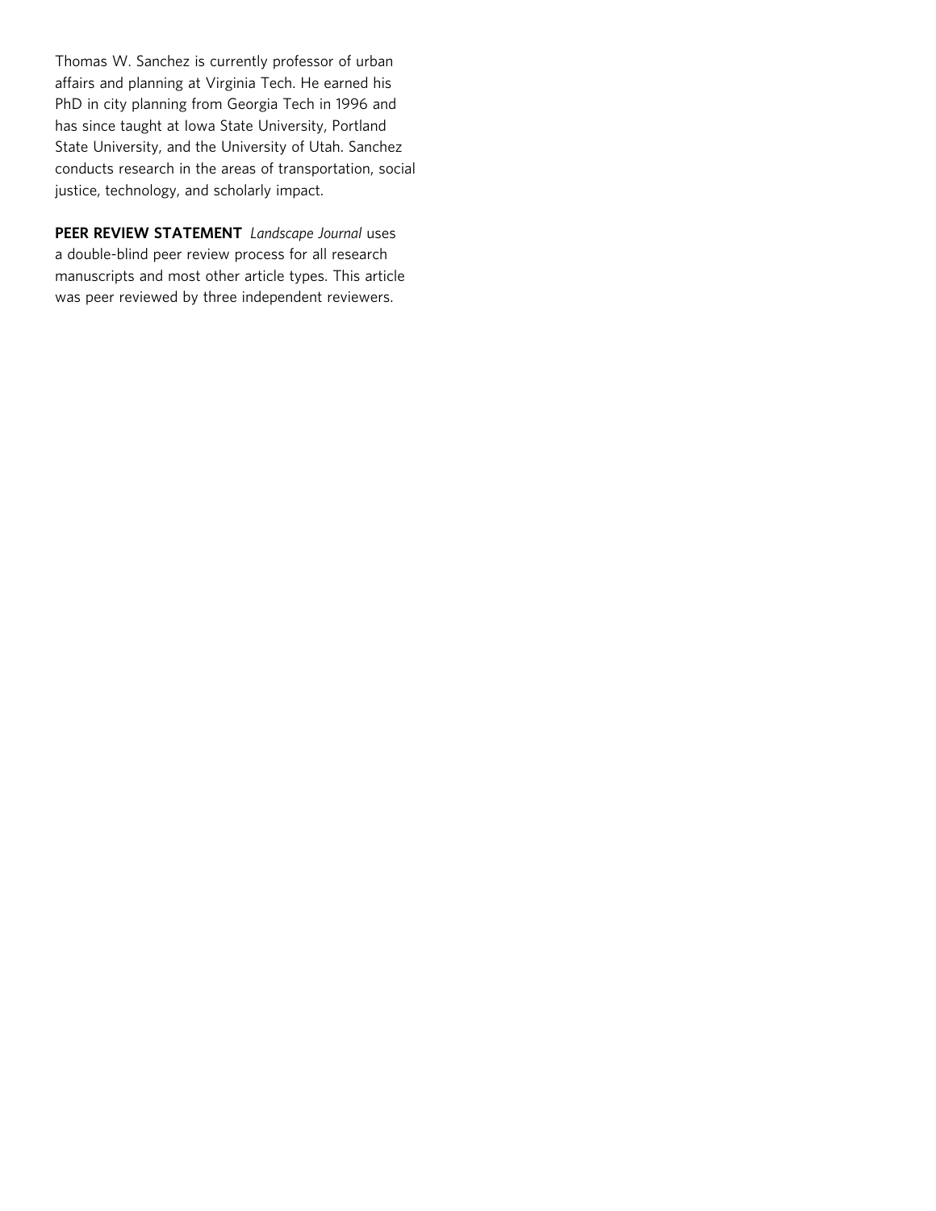Thomas W. Sanchez is currently professor of urban affairs and planning at Virginia Tech. He earned his PhD in city planning from Georgia Tech in 1996 and has since taught at Iowa State University, Portland State University, and the University of Utah. Sanchez conducts research in the areas of transportation, social justice, technology, and scholarly impact.

**PEER REVIEW STATEMENT** *Landscape Journal* uses a double-blind peer review process for all research manuscripts and most other article types. This article was peer reviewed by three independent reviewers.